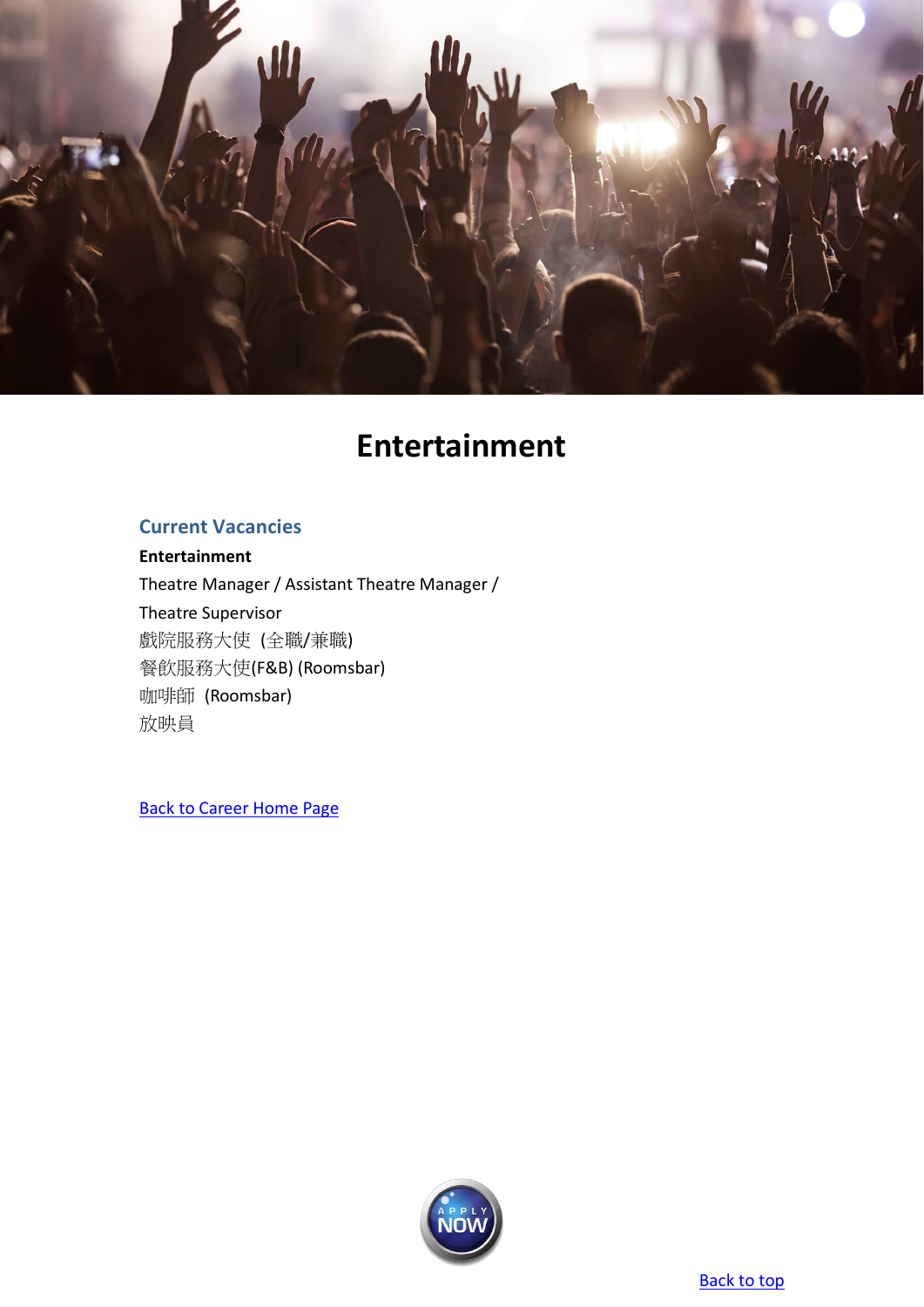# Entertainment

## Current Vacancies

**Entertainment**

Theatre Manager / Assistant Theatre Manager /
Theatre Supervisor
戲院服務大使 (全職/兼職)
餐飲服務大使(F&B) (Roomsbar)
咖啡師 (Roomsbar)
放映員

[Back to Career Home Page]

APPLY NOW

[Back to top]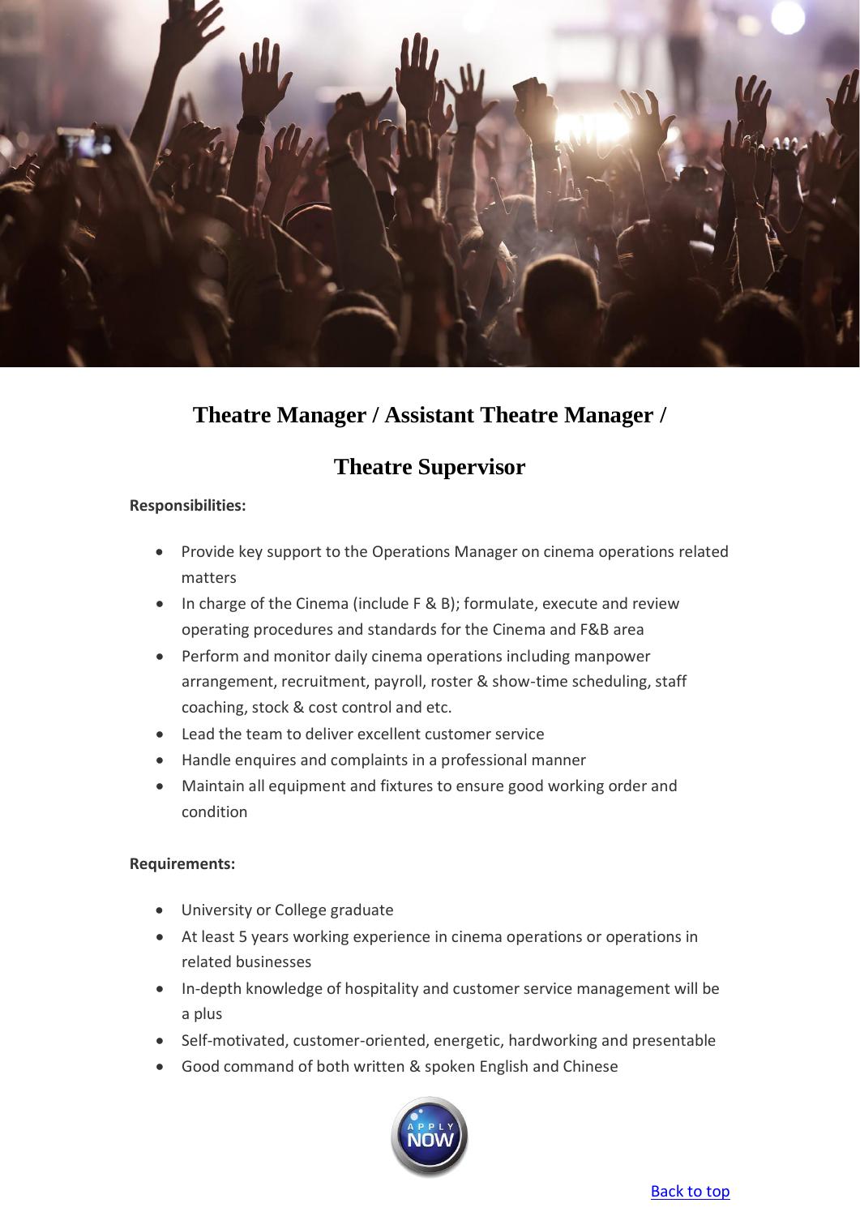# Theatre Manager / Assistant Theatre Manager / Theatre Supervisor

**Responsibilities:**

- Provide key support to the Operations Manager on cinema operations related matters
- In charge of the Cinema (include F & B); formulate, execute and review operating procedures and standards for the Cinema and F&B area
- Perform and monitor daily cinema operations including manpower arrangement, recruitment, payroll, roster & show-time scheduling, staff coaching, stock & cost control and etc.
- Lead the team to deliver excellent customer service
- Handle enquires and complaints in a professional manner
- Maintain all equipment and fixtures to ensure good working order and condition

**Requirements:**

- University or College graduate
- At least 5 years working experience in cinema operations or operations in related businesses
- In-depth knowledge of hospitality and customer service management will be a plus
- Self-motivated, customer-oriented, energetic, hardworking and presentable
- Good command of both written & spoken English and Chinese

APPLY NOW

Back to top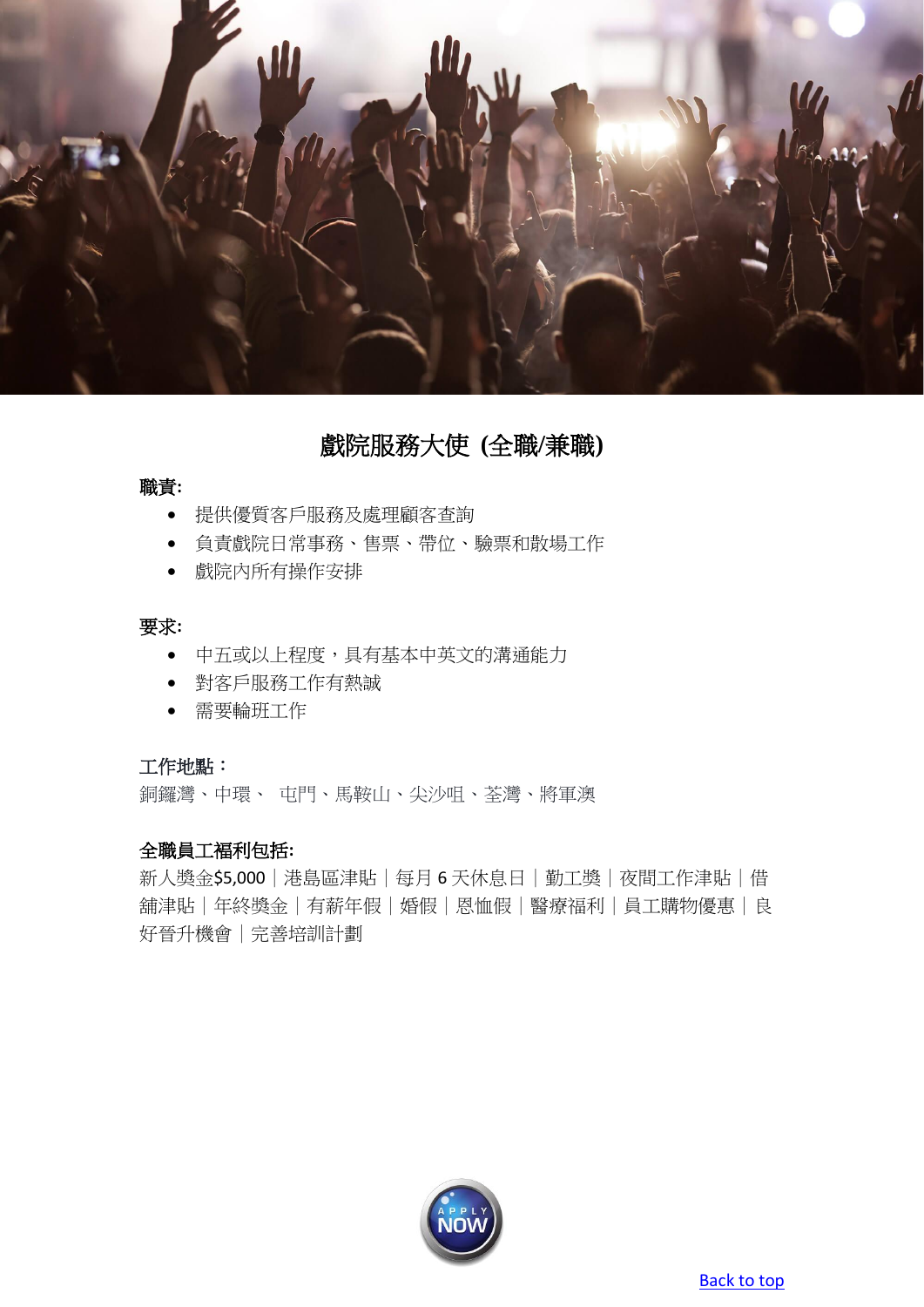# 戲院服務大使 (全職/兼職)

**職責:**

- 提供優質客戶服務及處理顧客查詢
- 負責戲院日常事務、售票、帶位、驗票和散場工作
- 戲院內所有操作安排

**要求:**

- 中五或以上程度，具有基本中英文的溝通能力
- 對客戶服務工作有熱誠
- 需要輪班工作

**工作地點：**

銅鑼灣、中環、 屯門、馬鞍山、尖沙咀、荃灣、將軍澳

**全職員工福利包括:**

新人獎金$5,000｜港島區津貼｜每月 6 天休息日｜勤工獎｜夜間工作津貼｜借舖津貼｜年終獎金｜有薪年假｜婚假｜恩恤假｜醫療福利｜員工購物優惠｜良好晉升機會｜完善培訓計劃

APPLY NOW

Back to top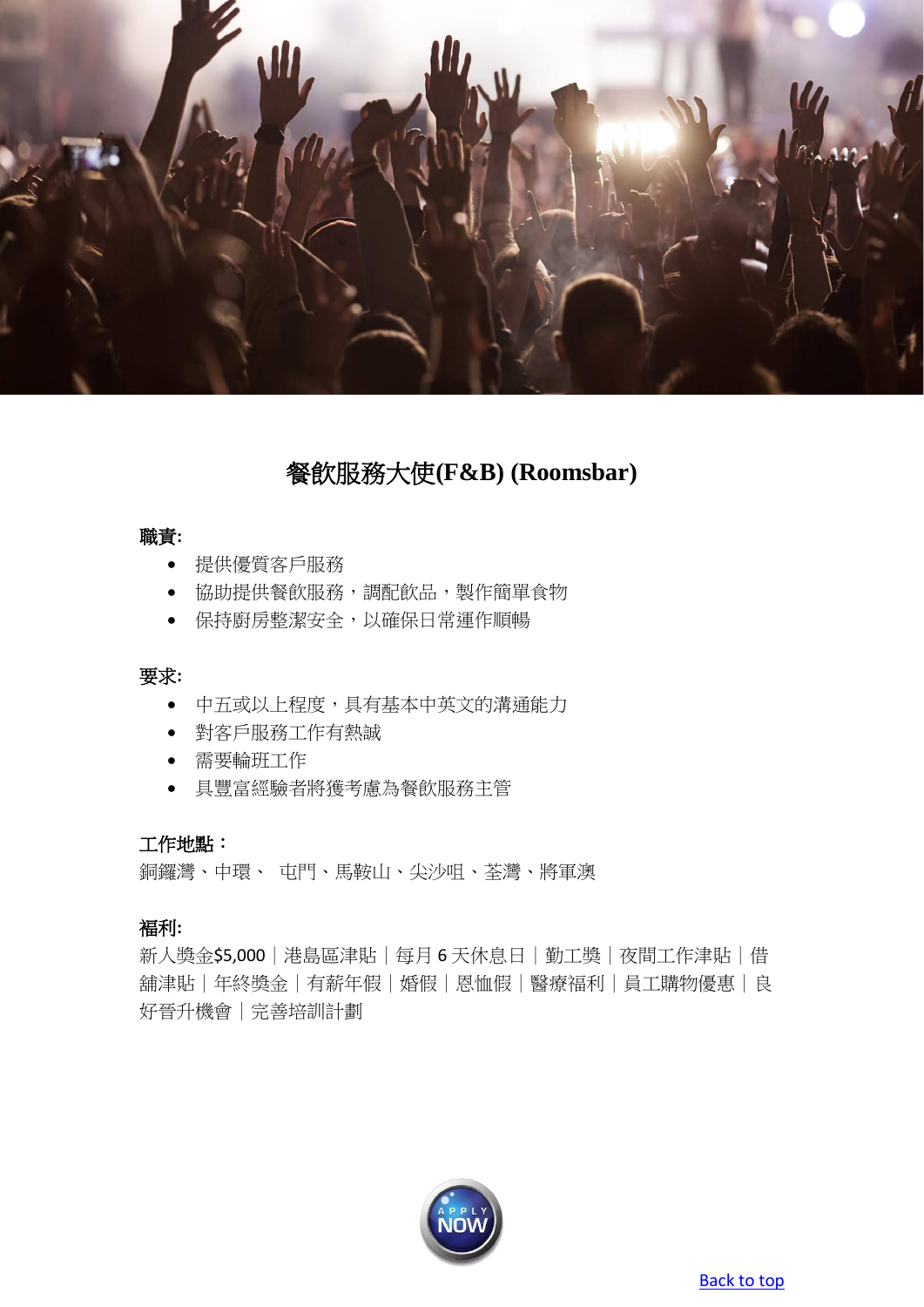## 餐飲服務大使(F&B) (Roomsbar)

**職責:**

- 提供優質客戶服務
- 協助提供餐飲服務，調配飲品，製作簡單食物
- 保持廚房整潔安全，以確保日常運作順暢

**要求:**

- 中五或以上程度，具有基本中英文的溝通能力
- 對客戶服務工作有熱誠
- 需要輪班工作
- 具豐富經驗者將獲考慮為餐飲服務主管

**工作地點：**

銅鑼灣、中環、 屯門、馬鞍山、尖沙咀、荃灣、將軍澳

**福利:**

新人獎金$5,000｜港島區津貼｜每月 6 天休息日｜勤工獎｜夜間工作津貼｜借舖津貼｜年終獎金｜有薪年假｜婚假｜恩恤假｜醫療福利｜員工購物優惠｜良好晉升機會｜完善培訓計劃

APPLY NOW

Back to top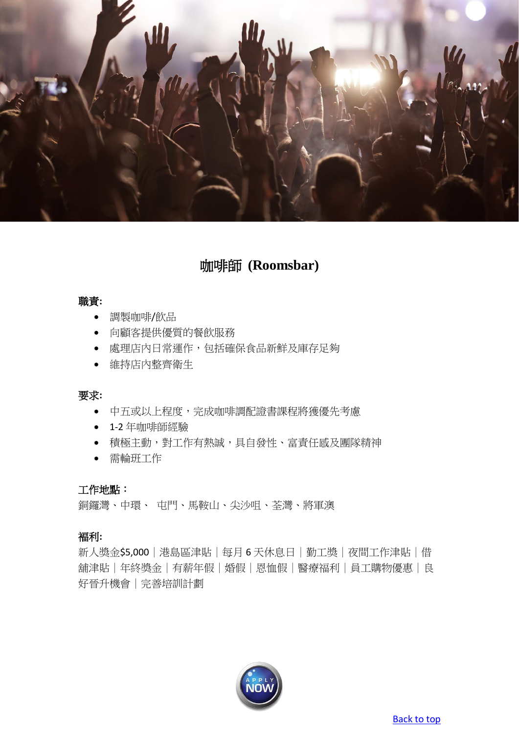## 咖啡師 (Roomsbar)

**職責:**

- 調製咖啡/飲品
- 向顧客提供優質的餐飲服務
- 處理店內日常運作，包括確保食品新鮮及庫存足夠
- 維持店內整齊衛生

**要求:**

- 中五或以上程度，完成咖啡調配證書課程將獲優先考慮
- 1-2 年咖啡師經驗
- 積極主動，對工作有熱誠，具自發性、富責任感及團隊精神
- 需輪班工作

**工作地點：**

銅鑼灣、中環、 屯門、馬鞍山、尖沙咀、荃灣、將軍澳

**福利:**

新人獎金$5,000｜港島區津貼｜每月 6 天休息日｜勤工獎｜夜間工作津貼｜借舖津貼｜年終獎金｜有薪年假｜婚假｜恩恤假｜醫療福利｜員工購物優惠｜良好晉升機會｜完善培訓計劃

APPLY NOW

Back to top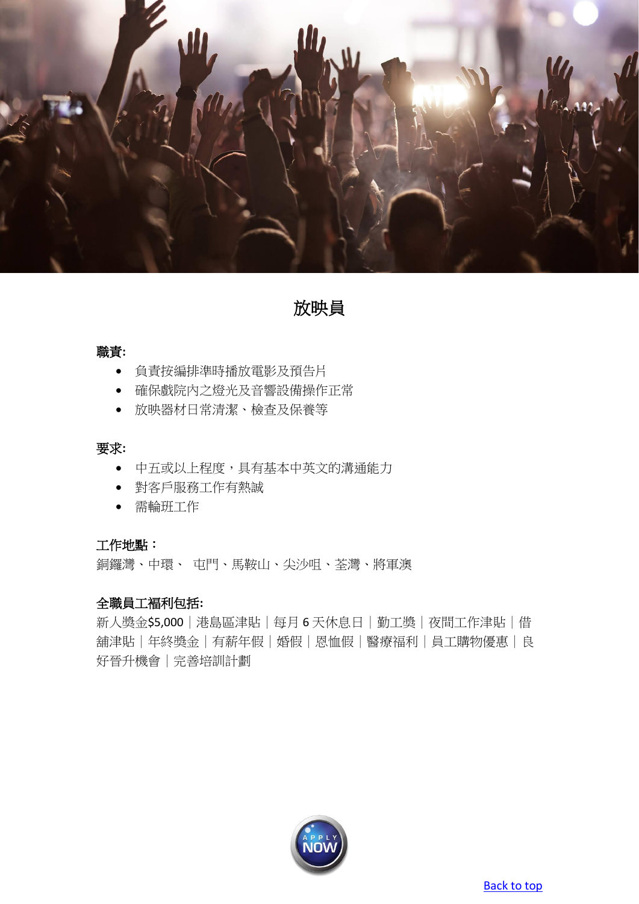# 放映員

**職責:**

- 負責按編排準時播放電影及預告片
- 確保戲院內之燈光及音響設備操作正常
- 放映器材日常清潔、檢查及保養等

**要求:**

- 中五或以上程度，具有基本中英文的溝通能力
- 對客戶服務工作有熱誠
- 需輪班工作

**工作地點：**

銅鑼灣、中環、 屯門、馬鞍山、尖沙咀、荃灣、將軍澳

**全職員工福利包括:**

新人獎金$5,000｜港島區津貼｜每月 6 天休息日｜勤工獎｜夜間工作津貼｜借舖津貼｜年終獎金｜有薪年假｜婚假｜恩恤假｜醫療福利｜員工購物優惠｜良好晉升機會｜完善培訓計劃

APPLY NOW

Back to top